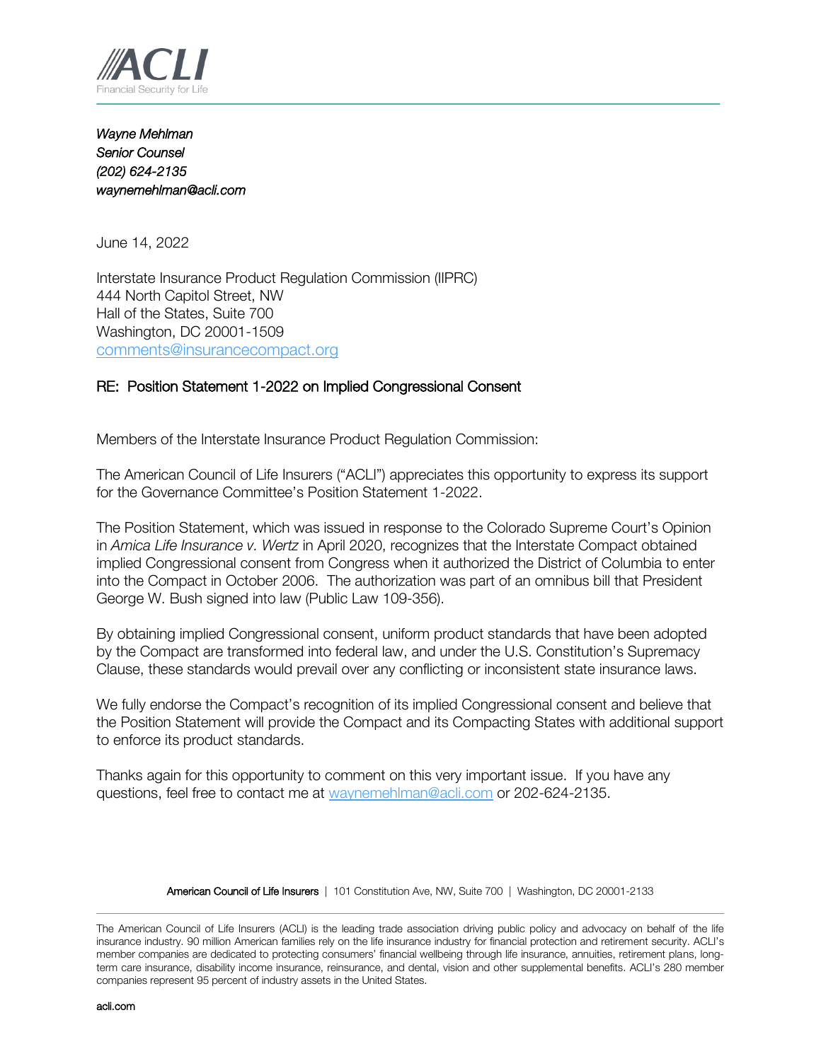**ACLI**
Financial Security for Life

*Wayne Mehlman*
*Senior Counsel*
*(202) 624-2135*
*waynemehlman@acli.com*

June 14, 2022

Interstate Insurance Product Regulation Commission (IIPRC)
444 North Capitol Street, NW
Hall of the States, Suite 700
Washington, DC 20001-1509
comments@insurancecompact.org

RE: Position Statement 1-2022 on Implied Congressional Consent

Members of the Interstate Insurance Product Regulation Commission:

The American Council of Life Insurers ("ACLI") appreciates this opportunity to express its support for the Governance Committee's Position Statement 1-2022.

The Position Statement, which was issued in response to the Colorado Supreme Court's Opinion in *Amica Life Insurance v. Wertz* in April 2020, recognizes that the Interstate Compact obtained implied Congressional consent from Congress when it authorized the District of Columbia to enter into the Compact in October 2006. The authorization was part of an omnibus bill that President George W. Bush signed into law (Public Law 109-356).

By obtaining implied Congressional consent, uniform product standards that have been adopted by the Compact are transformed into federal law, and under the U.S. Constitution's Supremacy Clause, these standards would prevail over any conflicting or inconsistent state insurance laws.

We fully endorse the Compact's recognition of its implied Congressional consent and believe that the Position Statement will provide the Compact and its Compacting States with additional support to enforce its product standards.

Thanks again for this opportunity to comment on this very important issue. If you have any questions, feel free to contact me at waynemehlman@acli.com or 202-624-2135.

American Council of Life Insurers | 101 Constitution Ave, NW, Suite 700 | Washington, DC 20001-2133

The American Council of Life Insurers (ACLI) is the leading trade association driving public policy and advocacy on behalf of the life insurance industry. 90 million American families rely on the life insurance industry for financial protection and retirement security. ACLI's member companies are dedicated to protecting consumers' financial wellbeing through life insurance, annuities, retirement plans, long-term care insurance, disability income insurance, reinsurance, and dental, vision and other supplemental benefits. ACLI's 280 member companies represent 95 percent of industry assets in the United States.

acli.com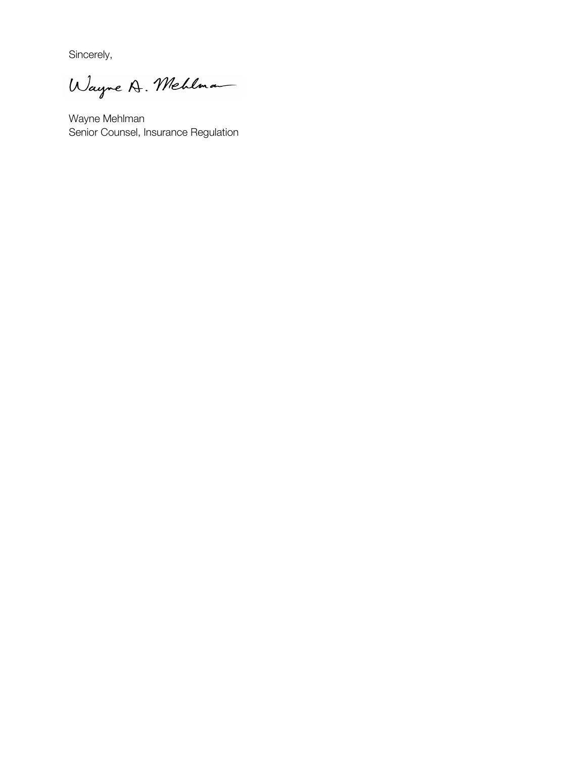Sincerely,

Wayne A. Mehlman

Wayne Mehlman
Senior Counsel, Insurance Regulation